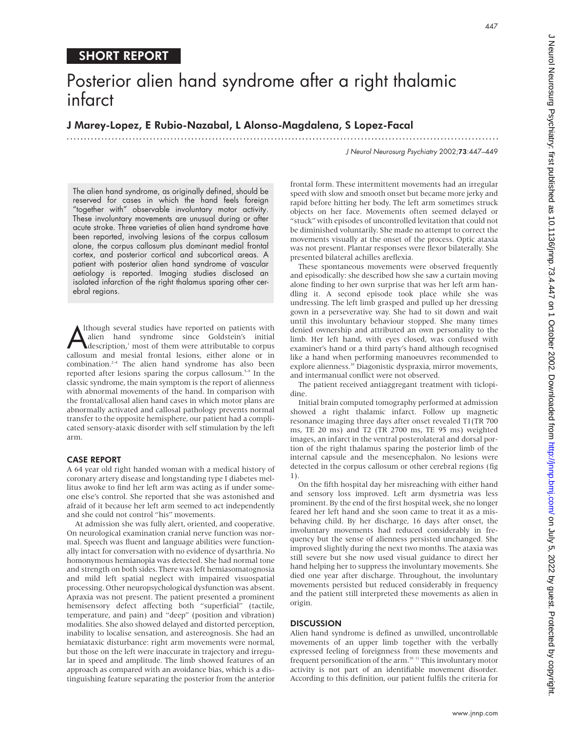## SHORT REPORT

# Posterior alien hand syndrome after a right thalamic infarct

### J Marey-Lopez, E Rubio-Nazabal, L Alonso-Magdalena, S Lopez-Facal

The alien hand syndrome, as originally defined, should be reserved for cases in which the hand feels foreign "together with" observable involuntary motor activity. These involuntary movements are unusual during or after acute stroke. Three varieties of alien hand syndrome have been reported, involving lesions of the corpus callosum alone, the corpus callosum plus dominant medial frontal cortex, and posterior cortical and subcortical areas. A patient with posterior alien hand syndrome of vascular aetiology is reported. Imaging studies disclosed an isolated infarction of the right thalamus sparing other cerebral regions.

Although several studies have reported on patients with alien hand syndrome since Goldstein's initial description,[1] most of them were attributable to corpus callosum and mesial frontal lesions, either alone or in combination.[2–4] The alien hand syndrome has also been reported after lesions sparing the corpus callosum.[5–9] In the classic syndrome, the main symptom is the report of alienness with abnormal movements of the hand. In comparison with the frontal/callosal alien hand cases in which motor plans are abnormally activated and callosal pathology prevents normal transfer to the opposite hemisphere, our patient had a complicated sensory-ataxic disorder with self stimulation by the left arm.

## CASE REPORT

A 64 year old right handed woman with a medical history of coronary artery disease and longstanding type I diabetes mellitus awoke to find her left arm was acting as if under someone else's control. She reported that she was astonished and afraid of it because her left arm seemed to act independently and she could not control "his" movements.

At admission she was fully alert, oriented, and cooperative. On neurological examination cranial nerve function was normal. Speech was fluent and language abilities were functionally intact for conversation with no evidence of dysarthria. No homonymous hemianopia was detected. She had normal tone and strength on both sides. There was left hemiasomatognosia and mild left spatial neglect with impaired visuospatial processing. Other neuropsychological dysfunction was absent. Apraxia was not present. The patient presented a prominent hemisensory defect affecting both "superficial" (tactile, temperature, and pain) and "deep" (position and vibration) modalities. She also showed delayed and distorted perception, inability to localise sensation, and astereognosis. She had an hemiataxic disturbance: right arm movements were normal, but those on the left were inaccurate in trajectory and irregular in speed and amplitude. The limb showed features of an approach as compared with an avoidance bias, which is a distinguishing feature separating the posterior from the anterior frontal form. These intermittent movements had an irregular speed with slow and smooth onset but became more jerky and rapid before hitting her body. The left arm sometimes struck objects on her face. Movements often seemed delayed or "stuck" with episodes of uncontrolled levitation that could not be diminished voluntarily. She made no attempt to correct the movements visually at the onset of the process. Optic ataxia was not present. Plantar responses were flexor bilaterally. She presented bilateral achilles areflexia.

These spontaneous movements were observed frequently and episodically: she described how she saw a curtain moving alone finding to her own surprise that was her left arm handling it. A second episode took place while she was undressing. The left limb grasped and pulled up her dressing gown in a perseverative way. She had to sit down and wait until this involuntary behaviour stopped. She many times denied ownership and attributed an own personality to the limb. Her left hand, with eyes closed, was confused with examiner's hand or a third party's hand although recognised like a hand when performing manoeuvres recommended to explore alienness.[10] Diagonistic dyspraxia, mirror movements, and intermanual conflict were not observed.

The patient received antiaggregant treatment with ticlopidine.

Initial brain computed tomography performed at admission showed a right thalamic infarct. Follow up magnetic resonance imaging three days after onset revealed T1(TR 700 ms, TE 20 ms) and T2 (TR 2700 ms, TE 95 ms) weighted images, an infarct in the ventral posterolateral and dorsal portion of the right thalamus sparing the posterior limb of the internal capsule and the mesencephalon. No lesions were detected in the corpus callosum or other cerebral regions (fig 1).

On the fifth hospital day her misreaching with either hand and sensory loss improved. Left arm dysmetria was less prominent. By the end of the first hospital week, she no longer feared her left hand and she soon came to treat it as a misbehaving child. By her discharge, 16 days after onset, the involuntary movements had reduced considerably in frequency but the sense of alienness persisted unchanged. She improved slightly during the next two months. The ataxia was still severe but she now used visual guidance to direct her hand helping her to suppress the involuntary movements. She died one year after discharge. Throughout, the involuntary movements persisted but reduced considerably in frequency and the patient still interpreted these movements as alien in origin.

## DISCUSSION

Alien hand syndrome is defined as unwilled, uncontrollable movements of an upper limb together with the verbally expressed feeling of foreignness from these movements and frequent personification of the arm.[10 11] This involuntary motor activity is not part of an identifiable movement disorder. According to this definition, our patient fulfils the criteria for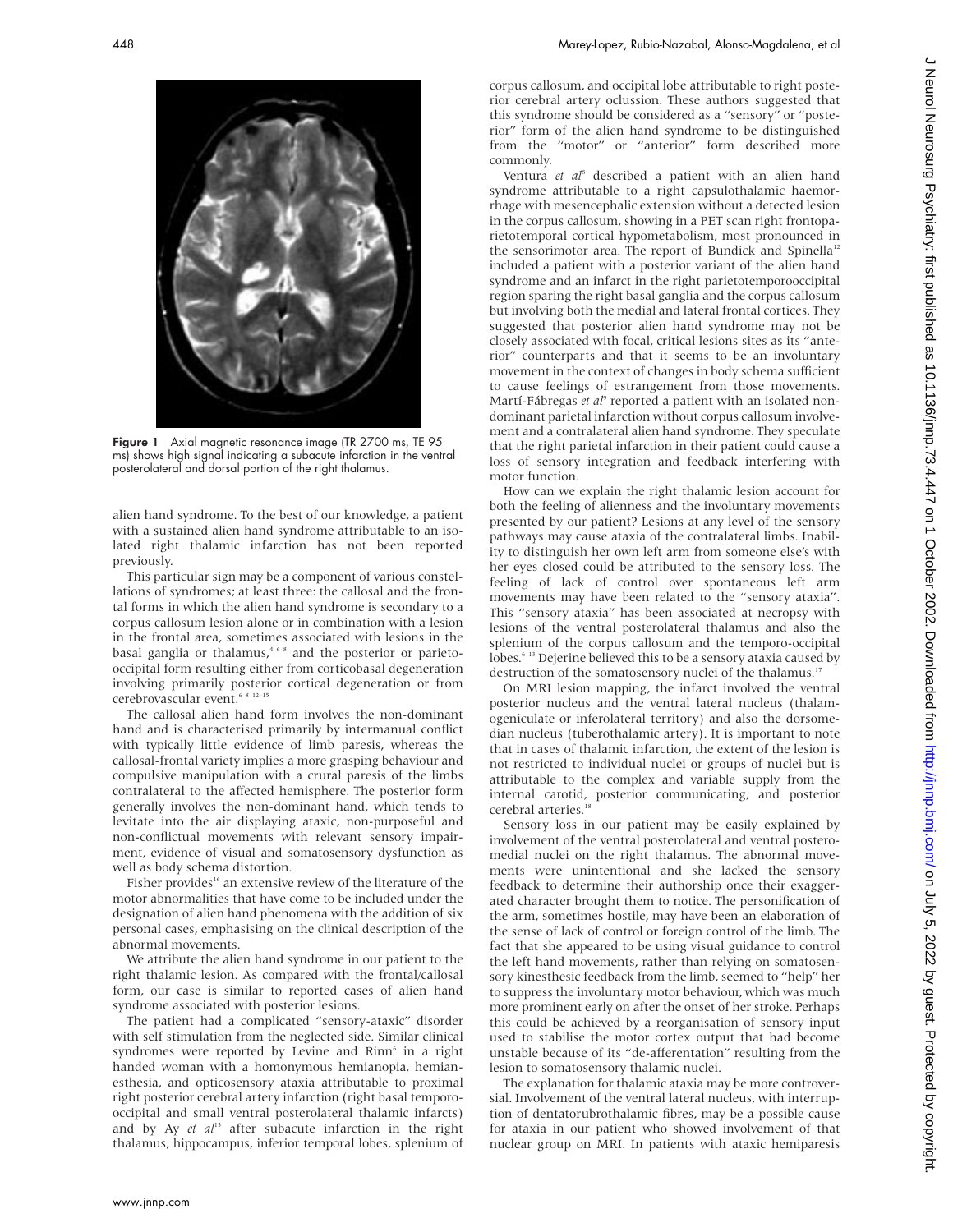Figure 1 Axial magnetic resonance image (TR 2700 ms, TE 95 ms) shows high signal indicating a subacute infarction in the ventral posterolateral and dorsal portion of the right thalamus.

alien hand syndrome. To the best of our knowledge, a patient with a sustained alien hand syndrome attributable to an isolated right thalamic infarction has not been reported previously.

This particular sign may be a component of various constellations of syndromes; at least three: the callosal and the frontal forms in which the alien hand syndrome is secondary to a corpus callosum lesion alone or in combination with a lesion in the frontal area, sometimes associated with lesions in the basal ganglia or thalamus,[4 6 8] and the posterior or parieto-occipital form resulting either from corticobasal degeneration involving primarily posterior cortical degeneration or from cerebrovascular event.[6 8 12–15]

The callosal alien hand form involves the non-dominant hand and is characterised primarily by intermanual conflict with typically little evidence of limb paresis, whereas the callosal-frontal variety implies a more grasping behaviour and compulsive manipulation with a crural paresis of the limbs contralateral to the affected hemisphere. The posterior form generally involves the non-dominant hand, which tends to levitate into the air displaying ataxic, non-purposeful and non-conflictual movements with relevant sensory impairment, evidence of visual and somatosensory dysfunction as well as body schema distortion.

Fisher provides[16] an extensive review of the literature of the motor abnormalities that have come to be included under the designation of alien hand phenomena with the addition of six personal cases, emphasising on the clinical description of the abnormal movements.

We attribute the alien hand syndrome in our patient to the right thalamic lesion. As compared with the frontal/callosal form, our case is similar to reported cases of alien hand syndrome associated with posterior lesions.

The patient had a complicated "sensory-ataxic" disorder with self stimulation from the neglected side. Similar clinical syndromes were reported by Levine and Rinn[6] in a right handed woman with a homonymous hemianopia, hemianesthesia, and opticosensory ataxia attributable to proximal right posterior cerebral artery infarction (right basal temporo-occipital and small ventral posterolateral thalamic infarcts) and by Ay *et al*[13] after subacute infarction in the right thalamus, hippocampus, inferior temporal lobes, splenium of corpus callosum, and occipital lobe attributable to right posterior cerebral artery oclussion. These authors suggested that this syndrome should be considered as a "sensory" or "posterior" form of the alien hand syndrome to be distinguished from the "motor" or "anterior" form described more commonly.

Ventura *et al*[8] described a patient with an alien hand syndrome attributable to a right capsulothalamic haemorrhage with mesencephalic extension without a detected lesion in the corpus callosum, showing in a PET scan right frontoparietotemporal cortical hypometabolism, most pronounced in the sensorimotor area. The report of Bundick and Spinella[12] included a patient with a posterior variant of the alien hand syndrome and an infarct in the right parietotemporooccipital region sparing the right basal ganglia and the corpus callosum but involving both the medial and lateral frontal cortices. They suggested that posterior alien hand syndrome may not be closely associated with focal, critical lesions sites as its "anterior" counterparts and that it seems to be an involuntary movement in the context of changes in body schema sufficient to cause feelings of estrangement from those movements. Martí-Fábregas *et al*[9] reported a patient with an isolated non-dominant parietal infarction without corpus callosum involvement and a contralateral alien hand syndrome. They speculate that the right parietal infarction in their patient could cause a loss of sensory integration and feedback interfering with motor function.

How can we explain the right thalamic lesion account for both the feeling of alienness and the involuntary movements presented by our patient? Lesions at any level of the sensory pathways may cause ataxia of the contralateral limbs. Inability to distinguish her own left arm from someone else's with her eyes closed could be attributed to the sensory loss. The feeling of lack of control over spontaneous left arm movements may have been related to the "sensory ataxia". This "sensory ataxia" has been associated at necropsy with lesions of the ventral posterolateral thalamus and also the splenium of the corpus callosum and the temporo-occipital lobes.[6 13] Dejerine believed this to be a sensory ataxia caused by destruction of the somatosensory nuclei of the thalamus.[17]

On MRI lesion mapping, the infarct involved the ventral posterior nucleus and the ventral lateral nucleus (thalamogeniculate or inferolateral territory) and also the dorsomedian nucleus (tuberothalamic artery). It is important to note that in cases of thalamic infarction, the extent of the lesion is not restricted to individual nuclei or groups of nuclei but is attributable to the complex and variable supply from the internal carotid, posterior communicating, and posterior cerebral arteries.[18]

Sensory loss in our patient may be easily explained by involvement of the ventral posterolateral and ventral posteromedial nuclei on the right thalamus. The abnormal movements were unintentional and she lacked the sensory feedback to determine their authorship once their exaggerated character brought them to notice. The personification of the arm, sometimes hostile, may have been an elaboration of the sense of lack of control or foreign control of the limb. The fact that she appeared to be using visual guidance to control the left hand movements, rather than relying on somatosensory kinesthesic feedback from the limb, seemed to "help" her to suppress the involuntary motor behaviour, which was much more prominent early on after the onset of her stroke. Perhaps this could be achieved by a reorganisation of sensory input used to stabilise the motor cortex output that had become unstable because of its "de-afferentation" resulting from the lesion to somatosensory thalamic nuclei.

The explanation for thalamic ataxia may be more controversial. Involvement of the ventral lateral nucleus, with interruption of dentatorubrothalamic fibres, may be a possible cause for ataxia in our patient who showed involvement of that nuclear group on MRI. In patients with ataxic hemiparesis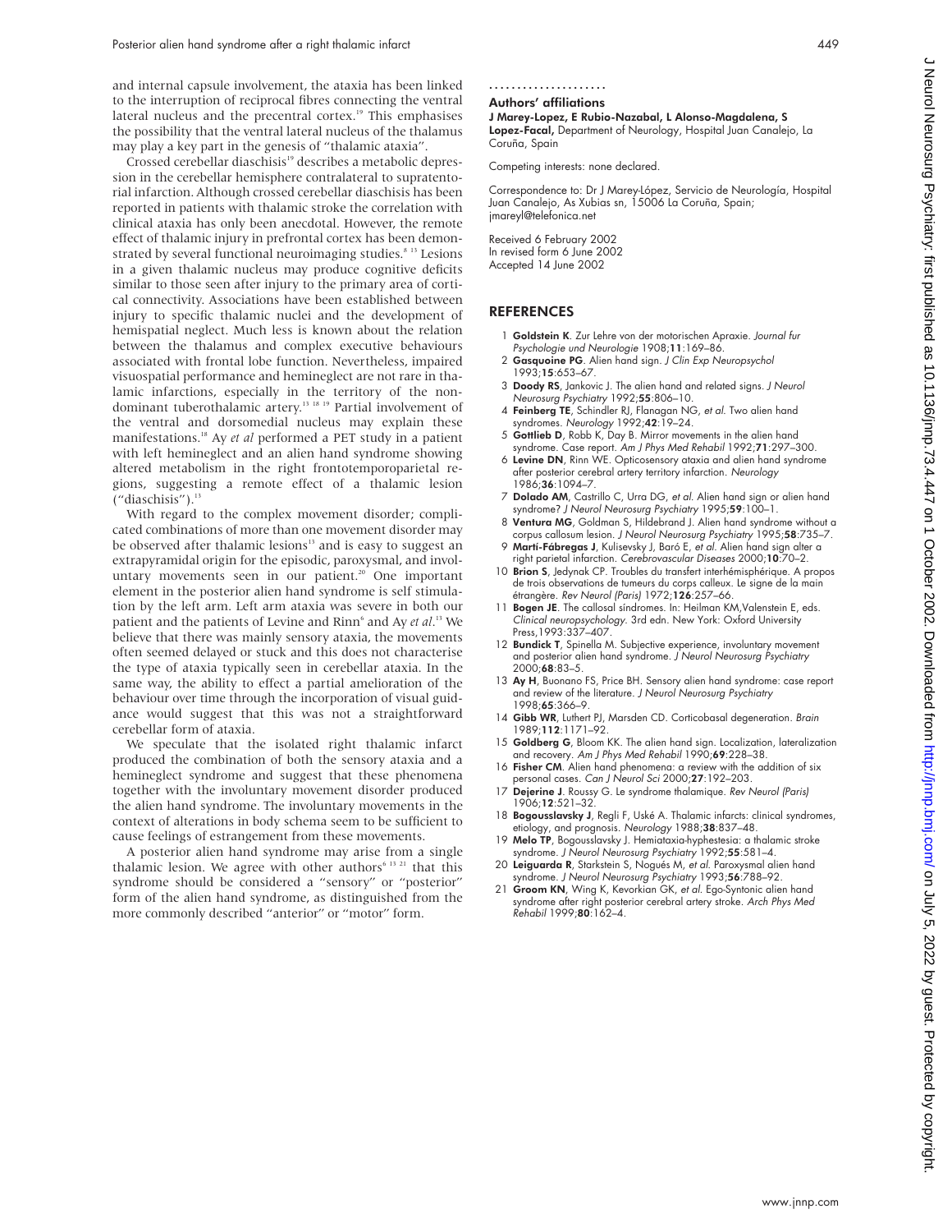and internal capsule involvement, the ataxia has been linked to the interruption of reciprocal fibres connecting the ventral lateral nucleus and the precentral cortex.[19] This emphasises the possibility that the ventral lateral nucleus of the thalamus may play a key part in the genesis of "thalamic ataxia".

Crossed cerebellar diaschisis[19] describes a metabolic depression in the cerebellar hemisphere contralateral to supratentorial infarction. Although crossed cerebellar diaschisis has been reported in patients with thalamic stroke the correlation with clinical ataxia has only been anecdotal. However, the remote effect of thalamic injury in prefrontal cortex has been demonstrated by several functional neuroimaging studies.[8 13] Lesions in a given thalamic nucleus may produce cognitive deficits similar to those seen after injury to the primary area of cortical connectivity. Associations have been established between injury to specific thalamic nuclei and the development of hemispatial neglect. Much less is known about the relation between the thalamus and complex executive behaviours associated with frontal lobe function. Nevertheless, impaired visuospatial performance and hemineglect are not rare in thalamic infarctions, especially in the territory of the non-dominant tuberothalamic artery.[13 18 19] Partial involvement of the ventral and dorsomedial nucleus may explain these manifestations.[18] Ay *et al* performed a PET study in a patient with left hemineglect and an alien hand syndrome showing altered metabolism in the right frontotemporoparietal regions, suggesting a remote effect of a thalamic lesion ("diaschisis").[13]

With regard to the complex movement disorder; complicated combinations of more than one movement disorder may be observed after thalamic lesions[13] and is easy to suggest an extrapyramidal origin for the episodic, paroxysmal, and involuntary movements seen in our patient.[20] One important element in the posterior alien hand syndrome is self stimulation by the left arm. Left arm ataxia was severe in both our patient and the patients of Levine and Rinn[6] and Ay *et al*.[13] We believe that there was mainly sensory ataxia, the movements often seemed delayed or stuck and this does not characterise the type of ataxia typically seen in cerebellar ataxia. In the same way, the ability to effect a partial amelioration of the behaviour over time through the incorporation of visual guidance would suggest that this was not a straightforward cerebellar form of ataxia.

We speculate that the isolated right thalamic infarct produced the combination of both the sensory ataxia and a hemineglect syndrome and suggest that these phenomena together with the involuntary movement disorder produced the alien hand syndrome. The involuntary movements in the context of alterations in body schema seem to be sufficient to cause feelings of estrangement from these movements.

A posterior alien hand syndrome may arise from a single thalamic lesion. We agree with other authors[6 13 21] that this syndrome should be considered a "sensory" or "posterior" form of the alien hand syndrome, as distinguished from the more commonly described "anterior" or "motor" form.

### Authors' affiliations

**J Marey-Lopez, E Rubio-Nazabal, L Alonso-Magdalena, S Lopez-Facal,** Department of Neurology, Hospital Juan Canalejo, La Coruña, Spain

Competing interests: none declared.

Correspondence to: Dr J Marey-López, Servicio de Neurología, Hospital Juan Canalejo, As Xubias sn, 15006 La Coruña, Spain; jmareyl@telefonica.net

Received 6 February 2002
In revised form 6 June 2002
Accepted 14 June 2002

## REFERENCES

1. **Goldstein K**. Zur Lehre von der motorischen Apraxie. *Journal fur Psychologie und Neurologie* 1908;**11**:169–86.
2. **Gasquoine PG**. Alien hand sign. *J Clin Exp Neuropsychol* 1993;**15**:653–67.
3. **Doody RS**, Jankovic J. The alien hand and related signs. *J Neurol Neurosurg Psychiatry* 1992;**55**:806–10.
4. **Feinberg TE**, Schindler RJ, Flanagan NG, *et al*. Two alien hand syndromes. *Neurology* 1992;**42**:19–24.
5. **Gottlieb D**, Robb K, Day B. Mirror movements in the alien hand syndrome. Case report. *Am J Phys Med Rehabil* 1992;**71**:297–300.
6. **Levine DN**, Rinn WE. Opticosensory ataxia and alien hand syndrome after posterior cerebral artery territory infarction. *Neurology* 1986;**36**:1094–7.
7. **Dolado AM**, Castrillo C, Urra DG, *et al*. Alien hand sign or alien hand syndrome? *J Neurol Neurosurg Psychiatry* 1995;**59**:100–1.
8. **Ventura MG**, Goldman S, Hildebrand J. Alien hand syndrome without a corpus callosum lesion. *J Neurol Neurosurg Psychiatry* 1995;**58**:735–7.
9. **Martí-Fàbregas J**, Kulisevsky J, Baró E, *et al*. Alien hand sign alter a right parietal infarction. *Cerebrovascular Diseases* 2000;**10**:70–2.
10. **Brion S**, Jedynak CP. Troubles du transfert interhémisphérique. A propos de trois observations de tumeurs du corps calleux. Le signe de la main étrangère. *Rev Neurol (Paris)* 1972;**126**:257–66.
11. **Bogen JE**. The callosal síndromes. In: Heilman KM,Valenstein E, eds. *Clinical neuropsychology*. 3rd edn. New York: Oxford University Press,1993:337–407.
12. **Bundick T**, Spinella M. Subjective experience, involuntary movement and posterior alien hand syndrome. *J Neurol Neurosurg Psychiatry* 2000;**68**:83–5.
13. **Ay H**, Buonano FS, Price BH. Sensory alien hand syndrome: case report and review of the literature. *J Neurol Neurosurg Psychiatry* 1998;**65**:366–9.
14. **Gibb WR**, Luthert PJ, Marsden CD. Corticobasal degeneration. *Brain* 1989;**112**:1171–92.
15. **Goldberg G**, Bloom KK. The alien hand sign. Localization, lateralization and recovery. *Am J Phys Med Rehabil* 1990;**69**:228–38.
16. **Fisher CM**. Alien hand phenomena: a review with the addition of six personal cases. *Can J Neurol Sci* 2000;**27**:192–203.
17. **Dejerine J**. Roussy G. Le syndrome thalamique. *Rev Neurol (Paris)* 1906;**12**:521–32.
18. **Bogousslavsky J**, Regli F, Uské A. Thalamic infarcts: clinical syndromes, etiology, and prognosis. *Neurology* 1988;**38**:837–48.
19. **Melo TP**, Bogousslavsky J. Hemiataxia-hyphestesia: a thalamic stroke syndrome. *J Neurol Neurosurg Psychiatry* 1992;**55**:581–4.
20. **Leiguarda R**, Starkstein S, Nogués M, *et al*. Paroxysmal alien hand syndrome. *J Neurol Neurosurg Psychiatry* 1993;**56**:788–92.
21. **Groom KN**, Wing K, Kevorkian GK, *et al*. Ego-Syntonic alien hand syndrome after right posterior cerebral artery stroke. *Arch Phys Med Rehabil* 1999;**80**:162–4.